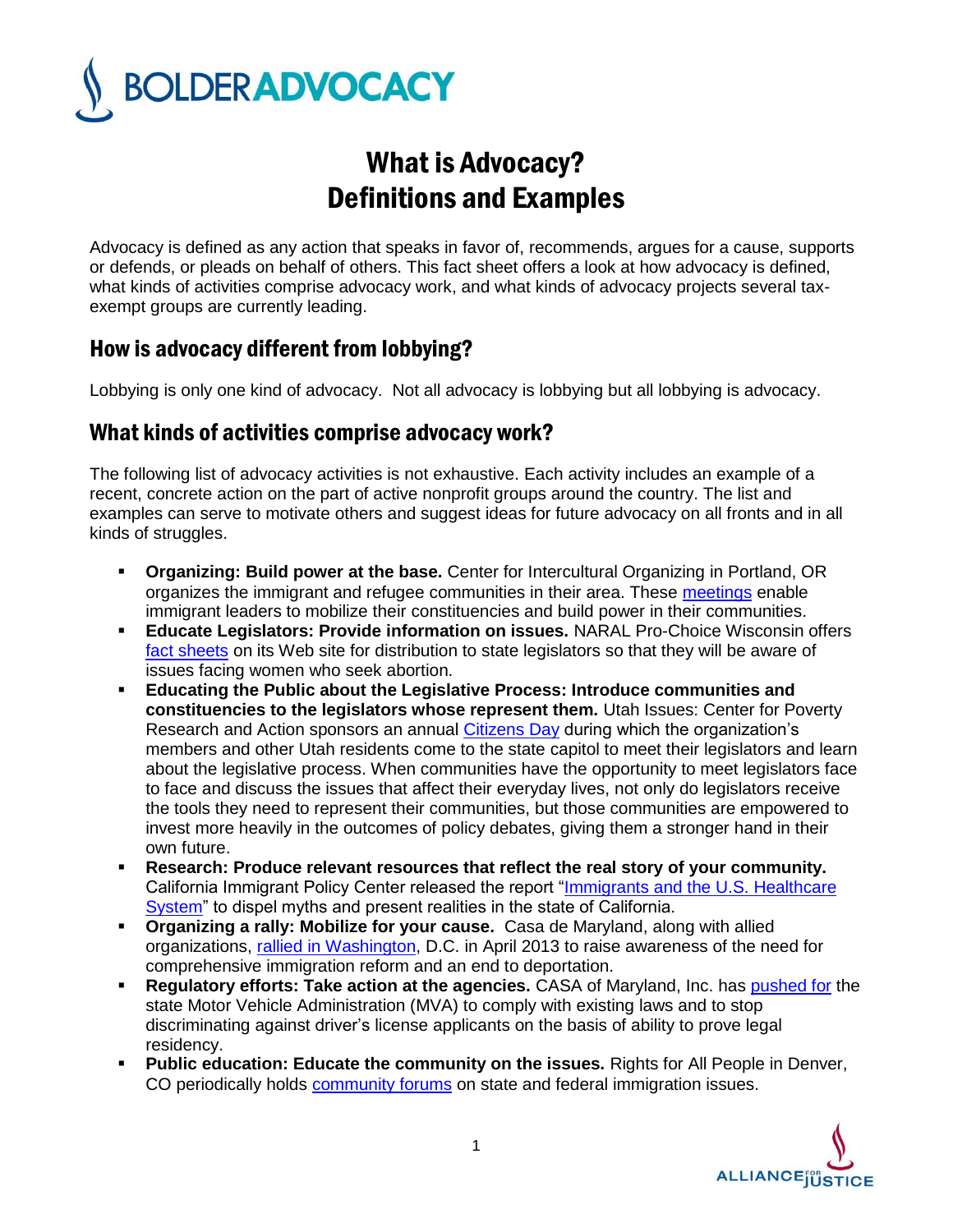# What is Advocacy? Definitions and Examples

Advocacy is defined as any action that speaks in favor of, recommends, argues for a cause, supports or defends, or pleads on behalf of others. This fact sheet offers a look at how advocacy is defined, what kinds of activities comprise advocacy work, and what kinds of advocacy projects several tax-exempt groups are currently leading.

## How is advocacy different from lobbying?

Lobbying is only one kind of advocacy. Not all advocacy is lobbying but all lobbying is advocacy.

## What kinds of activities comprise advocacy work?

The following list of advocacy activities is not exhaustive. Each activity includes an example of a recent, concrete action on the part of active nonprofit groups around the country. The list and examples can serve to motivate others and suggest ideas for future advocacy on all fronts and in all kinds of struggles.

- **Organizing: Build power at the base.** Center for Intercultural Organizing in Portland, OR organizes the immigrant and refugee communities in their area. These meetings enable immigrant leaders to mobilize their constituencies and build power in their communities.
- **Educate Legislators: Provide information on issues.** NARAL Pro-Choice Wisconsin offers fact sheets on its Web site for distribution to state legislators so that they will be aware of issues facing women who seek abortion.
- **Educating the Public about the Legislative Process: Introduce communities and constituencies to the legislators whose represent them.** Utah Issues: Center for Poverty Research and Action sponsors an annual Citizens Day during which the organization's members and other Utah residents come to the state capitol to meet their legislators and learn about the legislative process. When communities have the opportunity to meet legislators face to face and discuss the issues that affect their everyday lives, not only do legislators receive the tools they need to represent their communities, but those communities are empowered to invest more heavily in the outcomes of policy debates, giving them a stronger hand in their own future.
- **Research: Produce relevant resources that reflect the real story of your community.** California Immigrant Policy Center released the report "Immigrants and the U.S. Healthcare System" to dispel myths and present realities in the state of California.
- **Organizing a rally: Mobilize for your cause.** Casa de Maryland, along with allied organizations, rallied in Washington, D.C. in April 2013 to raise awareness of the need for comprehensive immigration reform and an end to deportation.
- **Regulatory efforts: Take action at the agencies.** CASA of Maryland, Inc. has pushed for the state Motor Vehicle Administration (MVA) to comply with existing laws and to stop discriminating against driver's license applicants on the basis of ability to prove legal residency.
- **Public education: Educate the community on the issues.** Rights for All People in Denver, CO periodically holds community forums on state and federal immigration issues.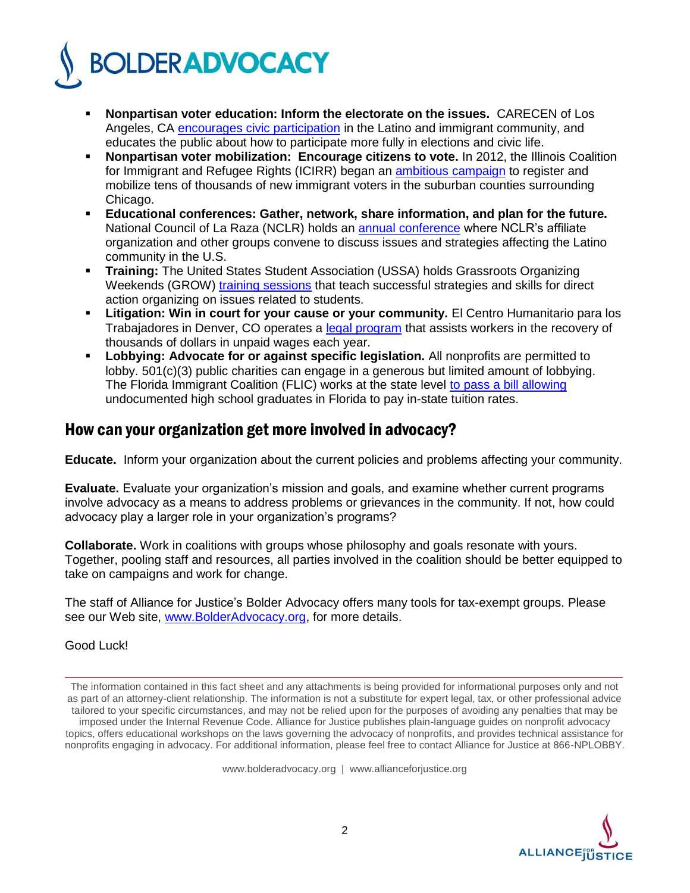- **Nonpartisan voter education: Inform the electorate on the issues.** CARECEN of Los Angeles, CA encourages civic participation in the Latino and immigrant community, and educates the public about how to participate more fully in elections and civic life.
- **Nonpartisan voter mobilization: Encourage citizens to vote.** In 2012, the Illinois Coalition for Immigrant and Refugee Rights (ICIRR) began an ambitious campaign to register and mobilize tens of thousands of new immigrant voters in the suburban counties surrounding Chicago.
- **Educational conferences: Gather, network, share information, and plan for the future.** National Council of La Raza (NCLR) holds an annual conference where NCLR's affiliate organization and other groups convene to discuss issues and strategies affecting the Latino community in the U.S.
- **Training:** The United States Student Association (USSA) holds Grassroots Organizing Weekends (GROW) training sessions that teach successful strategies and skills for direct action organizing on issues related to students.
- **Litigation: Win in court for your cause or your community.** El Centro Humanitario para los Trabajadores in Denver, CO operates a legal program that assists workers in the recovery of thousands of dollars in unpaid wages each year.
- **Lobbying: Advocate for or against specific legislation.** All nonprofits are permitted to lobby. 501(c)(3) public charities can engage in a generous but limited amount of lobbying. The Florida Immigrant Coalition (FLIC) works at the state level to pass a bill allowing undocumented high school graduates in Florida to pay in-state tuition rates.

## How can your organization get more involved in advocacy?

**Educate.** Inform your organization about the current policies and problems affecting your community.

**Evaluate.** Evaluate your organization's mission and goals, and examine whether current programs involve advocacy as a means to address problems or grievances in the community. If not, how could advocacy play a larger role in your organization's programs?

**Collaborate.** Work in coalitions with groups whose philosophy and goals resonate with yours. Together, pooling staff and resources, all parties involved in the coalition should be better equipped to take on campaigns and work for change.

The staff of Alliance for Justice's Bolder Advocacy offers many tools for tax-exempt groups. Please see our Web site, www.BolderAdvocacy.org, for more details.

Good Luck!

---

The information contained in this fact sheet and any attachments is being provided for informational purposes only and not as part of an attorney-client relationship. The information is not a substitute for expert legal, tax, or other professional advice tailored to your specific circumstances, and may not be relied upon for the purposes of avoiding any penalties that may be imposed under the Internal Revenue Code. Alliance for Justice publishes plain-language guides on nonprofit advocacy topics, offers educational workshops on the laws governing the advocacy of nonprofits, and provides technical assistance for nonprofits engaging in advocacy. For additional information, please feel free to contact Alliance for Justice at 866-NPLOBBY.

www.bolderadvocacy.org | www.allianceforjustice.org